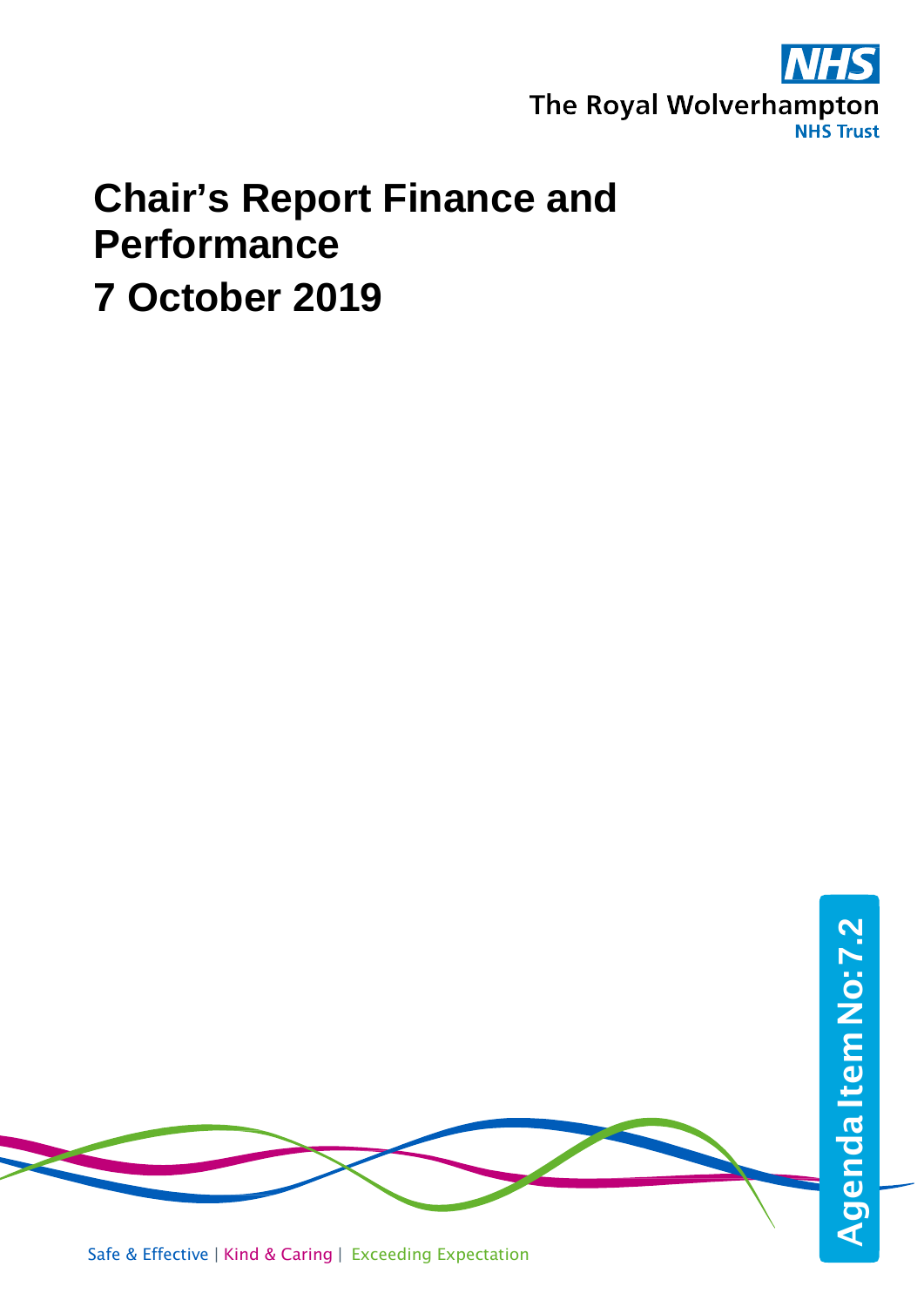The Royal Wolverhampton NHS Trust

# Chair's Report Finance and Performance

# 7 October 2019

Agenda Item No: 7.2

Safe & Effective | Kind & Caring | Exceeding Expectation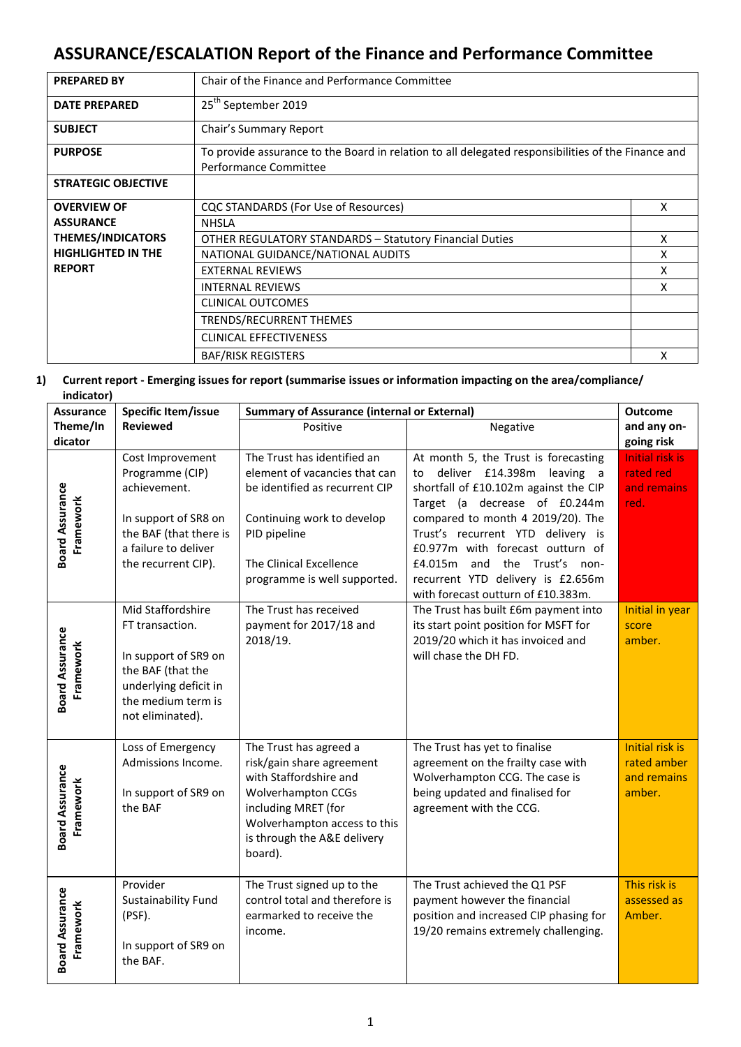# ASSURANCE/ESCALATION Report of the Finance and Performance Committee

| **PREPARED BY** | Chair of the Finance and Performance Committee | |
|---|---|---|
| **DATE PREPARED** | 25th September 2019 | |
| **SUBJECT** | Chair's Summary Report | |
| **PURPOSE** | To provide assurance to the Board in relation to all delegated responsibilities of the Finance and Performance Committee | |
| **STRATEGIC OBJECTIVE** | | |
| **OVERVIEW OF ASSURANCE THEMES/INDICATORS HIGHLIGHTED IN THE REPORT** | CQC STANDARDS (For Use of Resources) | X |
| | NHSLA | |
| | OTHER REGULATORY STANDARDS – Statutory Financial Duties | X |
| | NATIONAL GUIDANCE/NATIONAL AUDITS | X |
| | EXTERNAL REVIEWS | X |
| | INTERNAL REVIEWS | X |
| | CLINICAL OUTCOMES | |
| | TRENDS/RECURRENT THEMES | |
| | CLINICAL EFFECTIVENESS | |
| | BAF/RISK REGISTERS | X |

**1) Current report - Emerging issues for report (summarise issues or information impacting on the area/compliance/ indicator)**

| Assurance Theme/Indicator | Specific Item/issue Reviewed | Summary of Assurance (internal or External) | | Outcome and any on-going risk |
|---|---|---|---|---|
| | | Positive | Negative | |
| Board Assurance Framework | Cost Improvement Programme (CIP) achievement.<br><br>In support of SR8 on the BAF (that there is a failure to deliver the recurrent CIP). | The Trust has identified an element of vacancies that can be identified as recurrent CIP<br><br>Continuing work to develop PID pipeline<br><br>The Clinical Excellence programme is well supported. | At month 5, the Trust is forecasting to deliver £14.398m leaving a shortfall of £10.102m against the CIP Target (a decrease of £0.244m compared to month 4 2019/20). The Trust's recurrent YTD delivery is £0.977m with forecast outturn of £4.015m and the Trust's non-recurrent YTD delivery is £2.656m with forecast outturn of £10.383m. | Initial risk is rated red and remains red. |
| Board Assurance Framework | Mid Staffordshire FT transaction.<br><br>In support of SR9 on the BAF (that the underlying deficit in the medium term is not eliminated). | The Trust has received payment for 2017/18 and 2018/19. | The Trust has built £6m payment into its start point position for MSFT for 2019/20 which it has invoiced and will chase the DH FD. | Initial in year score amber. |
| Board Assurance Framework | Loss of Emergency Admissions Income.<br><br>In support of SR9 on the BAF | The Trust has agreed a risk/gain share agreement with Staffordshire and Wolverhampton CCGs including MRET (for Wolverhampton access to this is through the A&E delivery board). | The Trust has yet to finalise agreement on the frailty case with Wolverhampton CCG. The case is being updated and finalised for agreement with the CCG. | Initial risk is rated amber and remains amber. |
| Board Assurance Framework | Provider Sustainability Fund (PSF).<br><br>In support of SR9 on the BAF. | The Trust signed up to the control total and therefore is earmarked to receive the income. | The Trust achieved the Q1 PSF payment however the financial position and increased CIP phasing for 19/20 remains extremely challenging. | This risk is assessed as Amber. |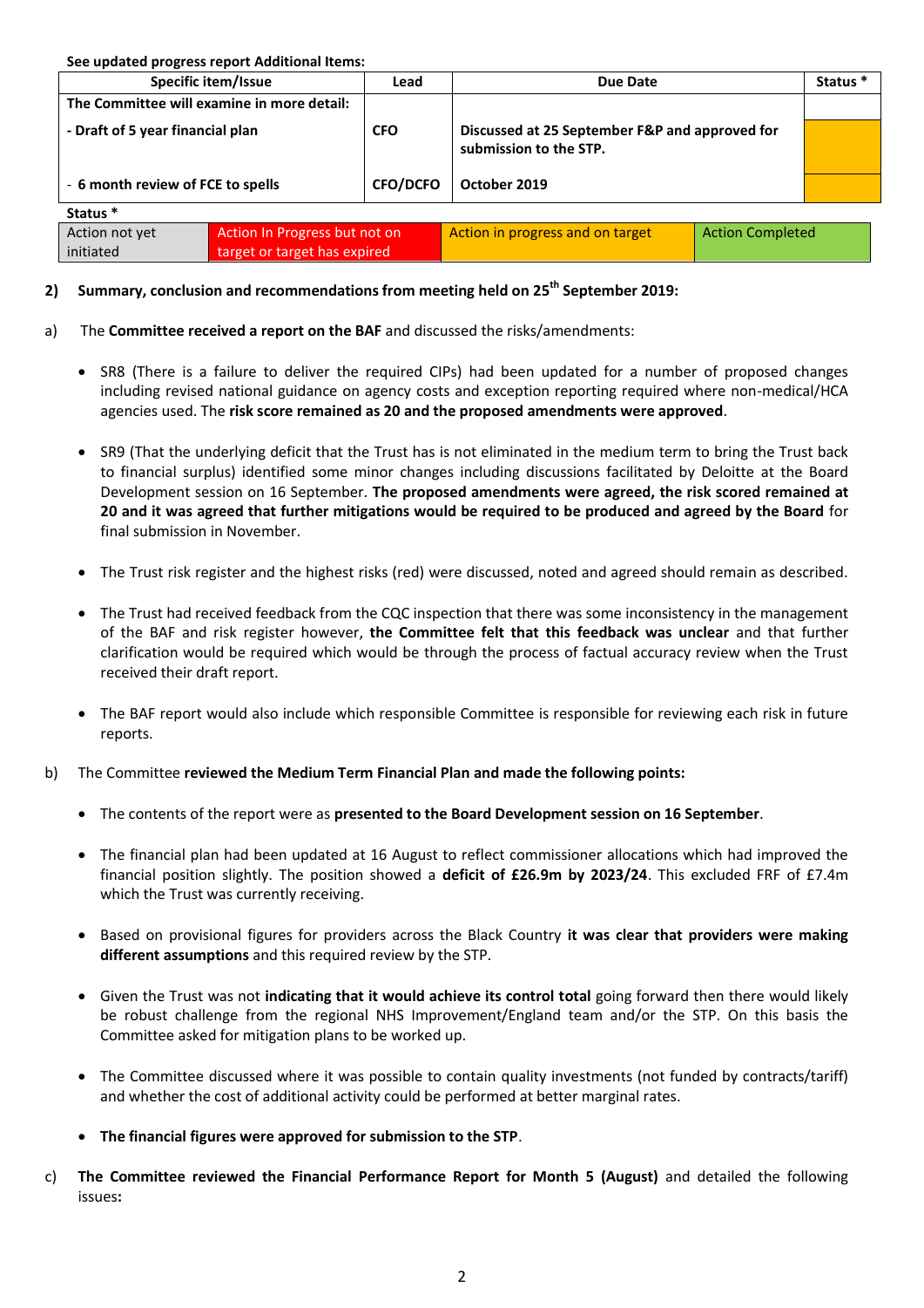**See updated progress report Additional Items:**

| Specific item/Issue | Lead | Due Date | Status * |
|---|---|---|---|
| **The Committee will examine in more detail:** | | | |
| **- Draft of 5 year financial plan** | **CFO** | **Discussed at 25 September F&P and approved for submission to the STP.** | |
| - **6 month review of FCE to spells** | **CFO/DCFO** | **October 2019** | |

**Status ***

| Action not yet initiated | Action In Progress but not on target or target has expired | Action in progress and on target | Action Completed |
|---|---|---|---|

**2) Summary, conclusion and recommendations from meeting held on 25th September 2019:**

a) The **Committee received a report on the BAF** and discussed the risks/amendments:

- SR8 (There is a failure to deliver the required CIPs) had been updated for a number of proposed changes including revised national guidance on agency costs and exception reporting required where non-medical/HCA agencies used. The **risk score remained as 20 and the proposed amendments were approved**.

- SR9 (That the underlying deficit that the Trust has is not eliminated in the medium term to bring the Trust back to financial surplus) identified some minor changes including discussions facilitated by Deloitte at the Board Development session on 16 September. **The proposed amendments were agreed, the risk scored remained at 20 and it was agreed that further mitigations would be required to be produced and agreed by the Board** for final submission in November.

- The Trust risk register and the highest risks (red) were discussed, noted and agreed should remain as described.

- The Trust had received feedback from the CQC inspection that there was some inconsistency in the management of the BAF and risk register however, **the Committee felt that this feedback was unclear** and that further clarification would be required which would be through the process of factual accuracy review when the Trust received their draft report.

- The BAF report would also include which responsible Committee is responsible for reviewing each risk in future reports.

b) The Committee **reviewed the Medium Term Financial Plan and made the following points:**

- The contents of the report were as **presented to the Board Development session on 16 September**.

- The financial plan had been updated at 16 August to reflect commissioner allocations which had improved the financial position slightly. The position showed a **deficit of £26.9m by 2023/24**. This excluded FRF of £7.4m which the Trust was currently receiving.

- Based on provisional figures for providers across the Black Country **it was clear that providers were making different assumptions** and this required review by the STP.

- Given the Trust was not **indicating that it would achieve its control total** going forward then there would likely be robust challenge from the regional NHS Improvement/England team and/or the STP. On this basis the Committee asked for mitigation plans to be worked up.

- The Committee discussed where it was possible to contain quality investments (not funded by contracts/tariff) and whether the cost of additional activity could be performed at better marginal rates.

- **The financial figures were approved for submission to the STP**.

c) **The Committee reviewed the Financial Performance Report for Month 5 (August)** and detailed the following issues**:**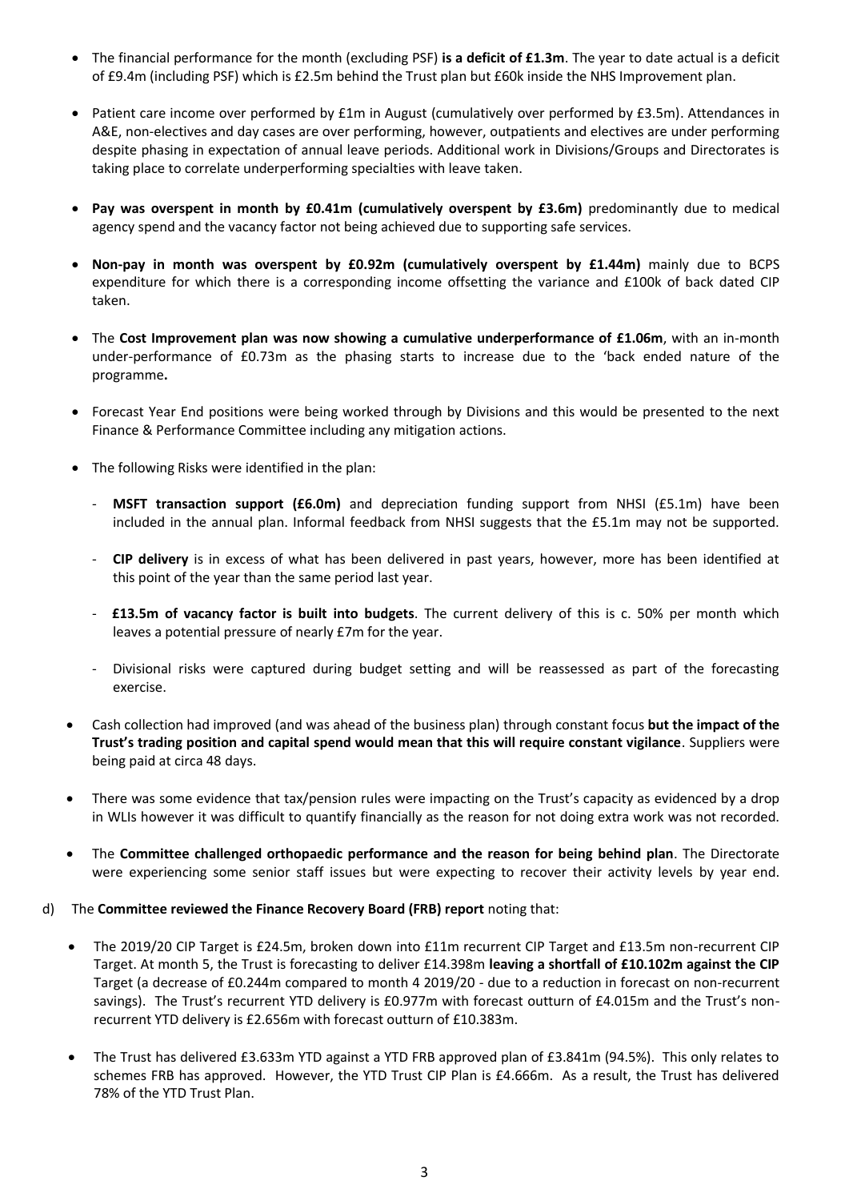- The financial performance for the month (excluding PSF) **is a deficit of £1.3m**. The year to date actual is a deficit of £9.4m (including PSF) which is £2.5m behind the Trust plan but £60k inside the NHS Improvement plan.

- Patient care income over performed by £1m in August (cumulatively over performed by £3.5m). Attendances in A&E, non-electives and day cases are over performing, however, outpatients and electives are under performing despite phasing in expectation of annual leave periods. Additional work in Divisions/Groups and Directorates is taking place to correlate underperforming specialties with leave taken.

- **Pay was overspent in month by £0.41m (cumulatively overspent by £3.6m)** predominantly due to medical agency spend and the vacancy factor not being achieved due to supporting safe services.

- **Non-pay in month was overspent by £0.92m (cumulatively overspent by £1.44m)** mainly due to BCPS expenditure for which there is a corresponding income offsetting the variance and £100k of back dated CIP taken.

- The **Cost Improvement plan was now showing a cumulative underperformance of £1.06m**, with an in-month under-performance of £0.73m as the phasing starts to increase due to the 'back ended nature of the programme**.**

- Forecast Year End positions were being worked through by Divisions and this would be presented to the next Finance & Performance Committee including any mitigation actions.

- The following Risks were identified in the plan:

  - **MSFT transaction support (£6.0m)** and depreciation funding support from NHSI (£5.1m) have been included in the annual plan. Informal feedback from NHSI suggests that the £5.1m may not be supported.

  - **CIP delivery** is in excess of what has been delivered in past years, however, more has been identified at this point of the year than the same period last year.

  - **£13.5m of vacancy factor is built into budgets**. The current delivery of this is c. 50% per month which leaves a potential pressure of nearly £7m for the year.

  - Divisional risks were captured during budget setting and will be reassessed as part of the forecasting exercise.

- Cash collection had improved (and was ahead of the business plan) through constant focus **but the impact of the Trust's trading position and capital spend would mean that this will require constant vigilance**. Suppliers were being paid at circa 48 days.

- There was some evidence that tax/pension rules were impacting on the Trust's capacity as evidenced by a drop in WLIs however it was difficult to quantify financially as the reason for not doing extra work was not recorded.

- The **Committee challenged orthopaedic performance and the reason for being behind plan**. The Directorate were experiencing some senior staff issues but were expecting to recover their activity levels by year end.

d) The **Committee reviewed the Finance Recovery Board (FRB) report** noting that:

- The 2019/20 CIP Target is £24.5m, broken down into £11m recurrent CIP Target and £13.5m non-recurrent CIP Target. At month 5, the Trust is forecasting to deliver £14.398m **leaving a shortfall of £10.102m against the CIP** Target (a decrease of £0.244m compared to month 4 2019/20 - due to a reduction in forecast on non-recurrent savings). The Trust's recurrent YTD delivery is £0.977m with forecast outturn of £4.015m and the Trust's non-recurrent YTD delivery is £2.656m with forecast outturn of £10.383m.

- The Trust has delivered £3.633m YTD against a YTD FRB approved plan of £3.841m (94.5%). This only relates to schemes FRB has approved. However, the YTD Trust CIP Plan is £4.666m. As a result, the Trust has delivered 78% of the YTD Trust Plan.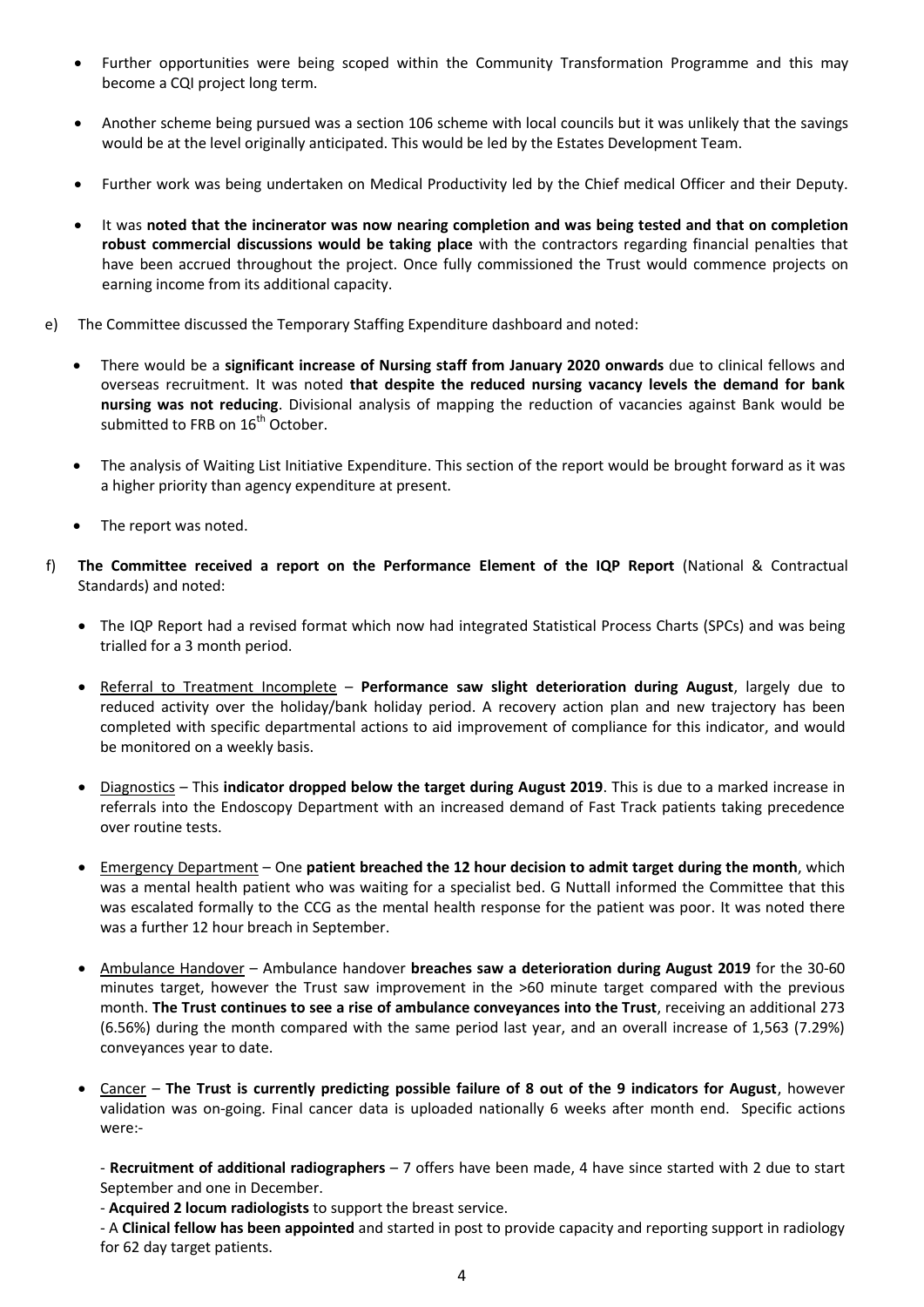- Further opportunities were being scoped within the Community Transformation Programme and this may become a CQI project long term.

- Another scheme being pursued was a section 106 scheme with local councils but it was unlikely that the savings would be at the level originally anticipated. This would be led by the Estates Development Team.

- Further work was being undertaken on Medical Productivity led by the Chief medical Officer and their Deputy.

- It was **noted that the incinerator was now nearing completion and was being tested and that on completion robust commercial discussions would be taking place** with the contractors regarding financial penalties that have been accrued throughout the project. Once fully commissioned the Trust would commence projects on earning income from its additional capacity.

e) The Committee discussed the Temporary Staffing Expenditure dashboard and noted:

- There would be a **significant increase of Nursing staff from January 2020 onwards** due to clinical fellows and overseas recruitment. It was noted **that despite the reduced nursing vacancy levels the demand for bank nursing was not reducing**. Divisional analysis of mapping the reduction of vacancies against Bank would be submitted to FRB on 16th October.

- The analysis of Waiting List Initiative Expenditure. This section of the report would be brought forward as it was a higher priority than agency expenditure at present.

- The report was noted.

f) **The Committee received a report on the Performance Element of the IQP Report** (National & Contractual Standards) and noted:

- The IQP Report had a revised format which now had integrated Statistical Process Charts (SPCs) and was being trialled for a 3 month period.

- Referral to Treatment Incomplete – **Performance saw slight deterioration during August**, largely due to reduced activity over the holiday/bank holiday period. A recovery action plan and new trajectory has been completed with specific departmental actions to aid improvement of compliance for this indicator, and would be monitored on a weekly basis.

- Diagnostics – This **indicator dropped below the target during August 2019**. This is due to a marked increase in referrals into the Endoscopy Department with an increased demand of Fast Track patients taking precedence over routine tests.

- Emergency Department – One **patient breached the 12 hour decision to admit target during the month**, which was a mental health patient who was waiting for a specialist bed. G Nuttall informed the Committee that this was escalated formally to the CCG as the mental health response for the patient was poor. It was noted there was a further 12 hour breach in September.

- Ambulance Handover – Ambulance handover **breaches saw a deterioration during August 2019** for the 30-60 minutes target, however the Trust saw improvement in the >60 minute target compared with the previous month. **The Trust continues to see a rise of ambulance conveyances into the Trust**, receiving an additional 273 (6.56%) during the month compared with the same period last year, and an overall increase of 1,563 (7.29%) conveyances year to date.

- Cancer – **The Trust is currently predicting possible failure of 8 out of the 9 indicators for August**, however validation was on-going. Final cancer data is uploaded nationally 6 weeks after month end. Specific actions were:-

  - **Recruitment of additional radiographers** – 7 offers have been made, 4 have since started with 2 due to start September and one in December.
  - **Acquired 2 locum radiologists** to support the breast service.
  - A **Clinical fellow has been appointed** and started in post to provide capacity and reporting support in radiology for 62 day target patients.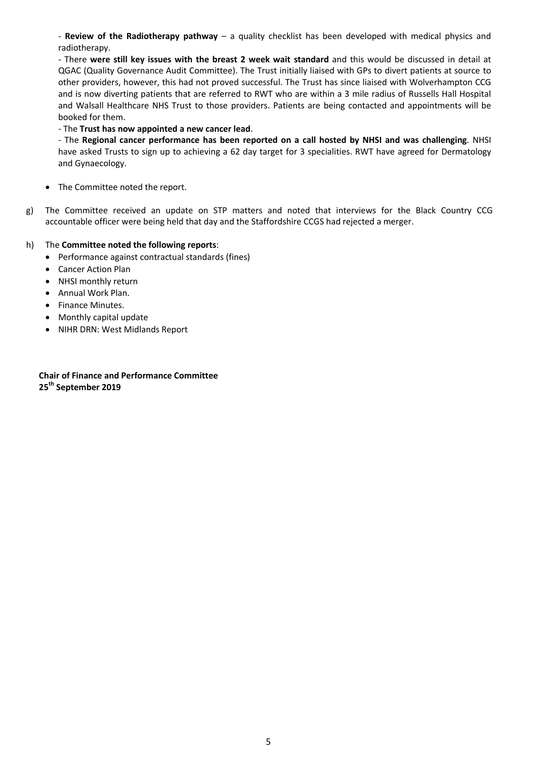- **Review of the Radiotherapy pathway** – a quality checklist has been developed with medical physics and radiotherapy.

- There **were still key issues with the breast 2 week wait standard** and this would be discussed in detail at QGAC (Quality Governance Audit Committee). The Trust initially liaised with GPs to divert patients at source to other providers, however, this had not proved successful. The Trust has since liaised with Wolverhampton CCG and is now diverting patients that are referred to RWT who are within a 3 mile radius of Russells Hall Hospital and Walsall Healthcare NHS Trust to those providers. Patients are being contacted and appointments will be booked for them.

- The **Trust has now appointed a new cancer lead**.

- The **Regional cancer performance has been reported on a call hosted by NHSI and was challenging**. NHSI have asked Trusts to sign up to achieving a 62 day target for 3 specialities. RWT have agreed for Dermatology and Gynaecology.

- The Committee noted the report.

g) The Committee received an update on STP matters and noted that interviews for the Black Country CCG accountable officer were being held that day and the Staffordshire CCGS had rejected a merger.

h) The **Committee noted the following reports**:
- Performance against contractual standards (fines)
- Cancer Action Plan
- NHSI monthly return
- Annual Work Plan.
- Finance Minutes.
- Monthly capital update
- NIHR DRN: West Midlands Report

**Chair of Finance and Performance Committee**
**25th September 2019**